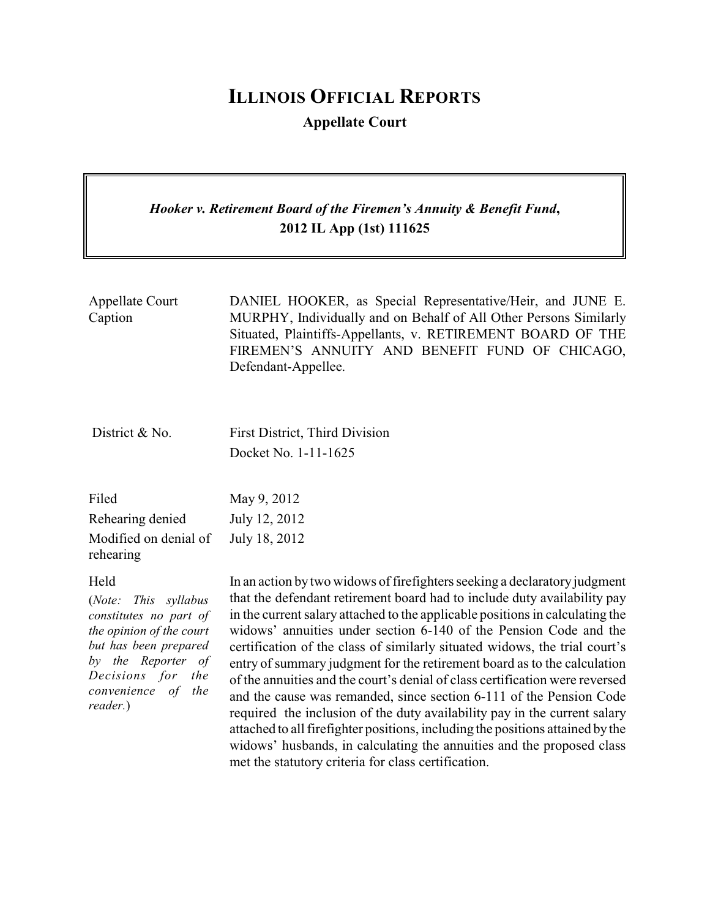# ILLINOIS OFFICIAL REPORTS

**Appellate Court**

***Hooker v. Retirement Board of the Firemen's Annuity & Benefit Fund*, 2012 IL App (1st) 111625**

| | |
|---|---|
| Appellate Court Caption | DANIEL HOOKER, as Special Representative/Heir, and JUNE E. MURPHY, Individually and on Behalf of All Other Persons Similarly Situated, Plaintiffs-Appellants, v. RETIREMENT BOARD OF THE FIREMEN'S ANNUITY AND BENEFIT FUND OF CHICAGO, Defendant-Appellee. |
| District & No. | First District, Third Division<br>Docket No. 1-11-1625 |
| Filed<br>Rehearing denied<br>Modified on denial of rehearing | May 9, 2012<br>July 12, 2012<br>July 18, 2012 |
| Held<br>(*Note: This syllabus constitutes no part of the opinion of the court but has been prepared by the Reporter of Decisions for the convenience of the reader.*) | In an action by two widows of firefighters seeking a declaratory judgment that the defendant retirement board had to include duty availability pay in the current salary attached to the applicable positions in calculating the widows' annuities under section 6-140 of the Pension Code and the certification of the class of similarly situated widows, the trial court's entry of summary judgment for the retirement board as to the calculation of the annuities and the court's denial of class certification were reversed and the cause was remanded, since section 6-111 of the Pension Code required the inclusion of the duty availability pay in the current salary attached to all firefighter positions, including the positions attained by the widows' husbands, in calculating the annuities and the proposed class met the statutory criteria for class certification. |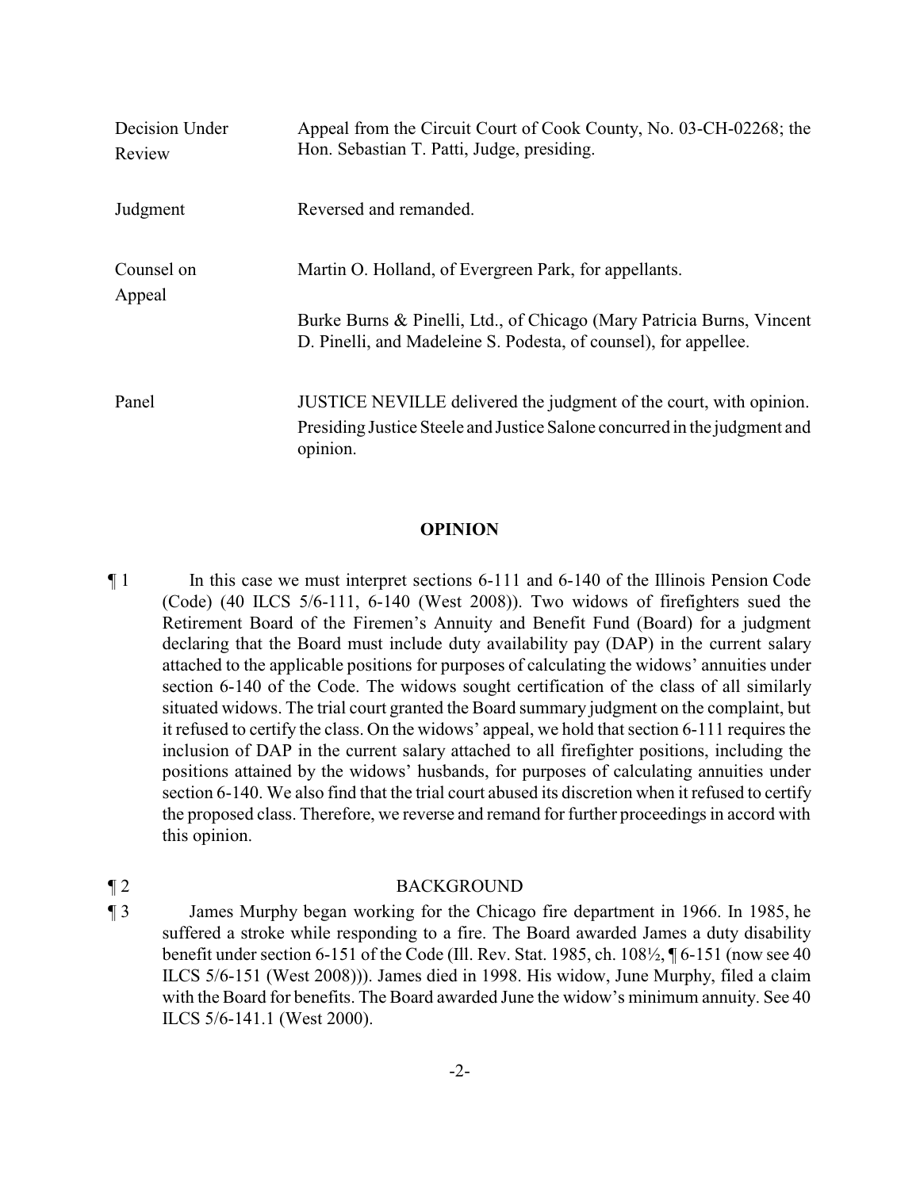| | |
|---|---|
| Decision Under Review | Appeal from the Circuit Court of Cook County, No. 03-CH-02268; the Hon. Sebastian T. Patti, Judge, presiding. |
| Judgment | Reversed and remanded. |
| Counsel on Appeal | Martin O. Holland, of Evergreen Park, for appellants.<br><br>Burke Burns & Pinelli, Ltd., of Chicago (Mary Patricia Burns, Vincent D. Pinelli, and Madeleine S. Podesta, of counsel), for appellee. |
| Panel | JUSTICE NEVILLE delivered the judgment of the court, with opinion.<br>Presiding Justice Steele and Justice Salone concurred in the judgment and opinion. |

## OPINION

¶ 1 In this case we must interpret sections 6-111 and 6-140 of the Illinois Pension Code (Code) (40 ILCS 5/6-111, 6-140 (West 2008)). Two widows of firefighters sued the Retirement Board of the Firemen's Annuity and Benefit Fund (Board) for a judgment declaring that the Board must include duty availability pay (DAP) in the current salary attached to the applicable positions for purposes of calculating the widows' annuities under section 6-140 of the Code. The widows sought certification of the class of all similarly situated widows. The trial court granted the Board summary judgment on the complaint, but it refused to certify the class. On the widows' appeal, we hold that section 6-111 requires the inclusion of DAP in the current salary attached to all firefighter positions, including the positions attained by the widows' husbands, for purposes of calculating annuities under section 6-140. We also find that the trial court abused its discretion when it refused to certify the proposed class. Therefore, we reverse and remand for further proceedings in accord with this opinion.

¶ 2 BACKGROUND

¶ 3 James Murphy began working for the Chicago fire department in 1966. In 1985, he suffered a stroke while responding to a fire. The Board awarded James a duty disability benefit under section 6-151 of the Code (Ill. Rev. Stat. 1985, ch. 108½, ¶ 6-151 (now see 40 ILCS 5/6-151 (West 2008))). James died in 1998. His widow, June Murphy, filed a claim with the Board for benefits. The Board awarded June the widow's minimum annuity. See 40 ILCS 5/6-141.1 (West 2000).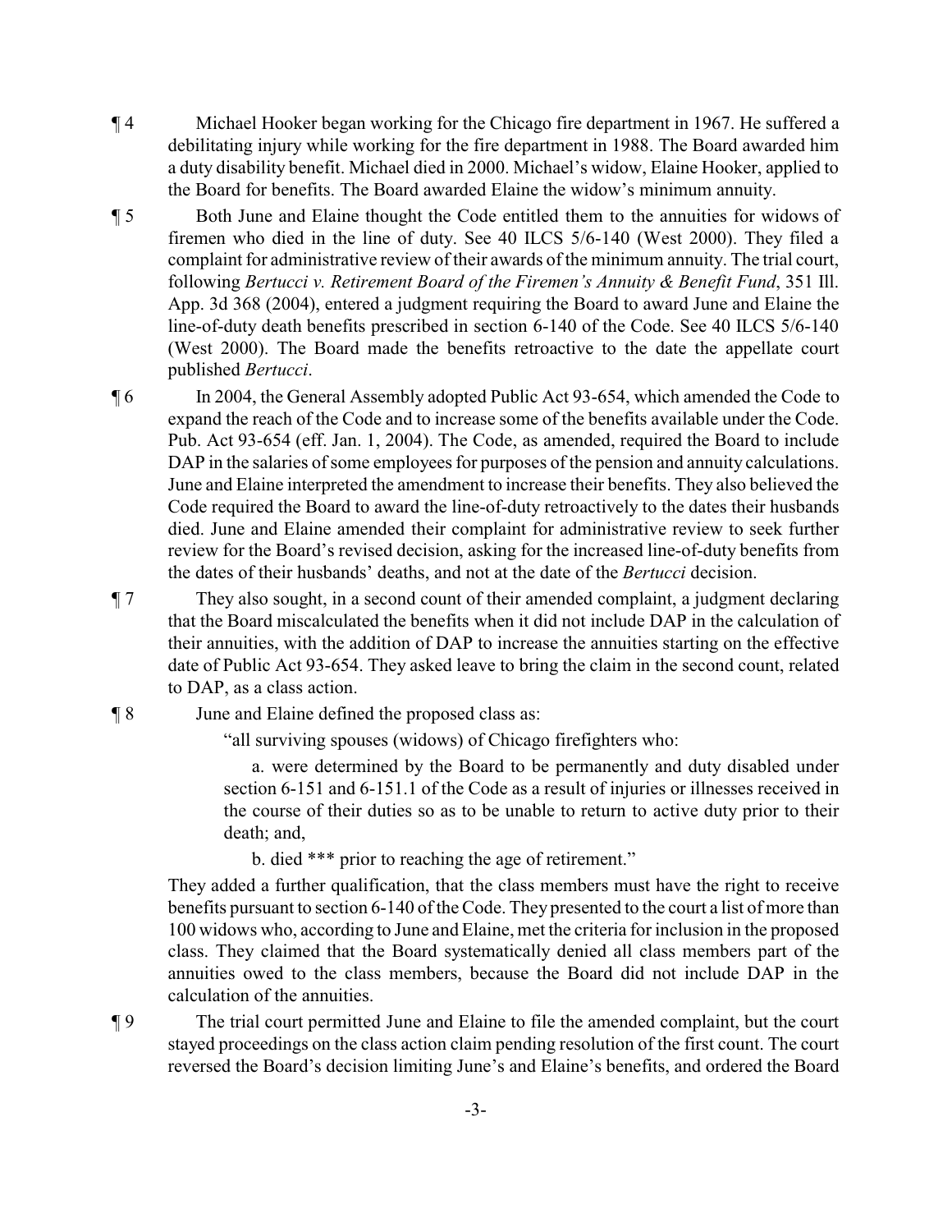¶ 4 Michael Hooker began working for the Chicago fire department in 1967. He suffered a debilitating injury while working for the fire department in 1988. The Board awarded him a duty disability benefit. Michael died in 2000. Michael's widow, Elaine Hooker, applied to the Board for benefits. The Board awarded Elaine the widow's minimum annuity.

¶ 5 Both June and Elaine thought the Code entitled them to the annuities for widows of firemen who died in the line of duty. See 40 ILCS 5/6-140 (West 2000). They filed a complaint for administrative review of their awards of the minimum annuity. The trial court, following *Bertucci v. Retirement Board of the Firemen's Annuity & Benefit Fund*, 351 Ill. App. 3d 368 (2004), entered a judgment requiring the Board to award June and Elaine the line-of-duty death benefits prescribed in section 6-140 of the Code. See 40 ILCS 5/6-140 (West 2000). The Board made the benefits retroactive to the date the appellate court published *Bertucci*.

¶ 6 In 2004, the General Assembly adopted Public Act 93-654, which amended the Code to expand the reach of the Code and to increase some of the benefits available under the Code. Pub. Act 93-654 (eff. Jan. 1, 2004). The Code, as amended, required the Board to include DAP in the salaries of some employees for purposes of the pension and annuity calculations. June and Elaine interpreted the amendment to increase their benefits. They also believed the Code required the Board to award the line-of-duty retroactively to the dates their husbands died. June and Elaine amended their complaint for administrative review to seek further review for the Board's revised decision, asking for the increased line-of-duty benefits from the dates of their husbands' deaths, and not at the date of the *Bertucci* decision.

¶ 7 They also sought, in a second count of their amended complaint, a judgment declaring that the Board miscalculated the benefits when it did not include DAP in the calculation of their annuities, with the addition of DAP to increase the annuities starting on the effective date of Public Act 93-654. They asked leave to bring the claim in the second count, related to DAP, as a class action.

¶ 8 June and Elaine defined the proposed class as:

> "all surviving spouses (widows) of Chicago firefighters who:
>
> a. were determined by the Board to be permanently and duty disabled under section 6-151 and 6-151.1 of the Code as a result of injuries or illnesses received in the course of their duties so as to be unable to return to active duty prior to their death; and,
>
> b. died *** prior to reaching the age of retirement."

They added a further qualification, that the class members must have the right to receive benefits pursuant to section 6-140 of the Code. They presented to the court a list of more than 100 widows who, according to June and Elaine, met the criteria for inclusion in the proposed class. They claimed that the Board systematically denied all class members part of the annuities owed to the class members, because the Board did not include DAP in the calculation of the annuities.

¶ 9 The trial court permitted June and Elaine to file the amended complaint, but the court stayed proceedings on the class action claim pending resolution of the first count. The court reversed the Board's decision limiting June's and Elaine's benefits, and ordered the Board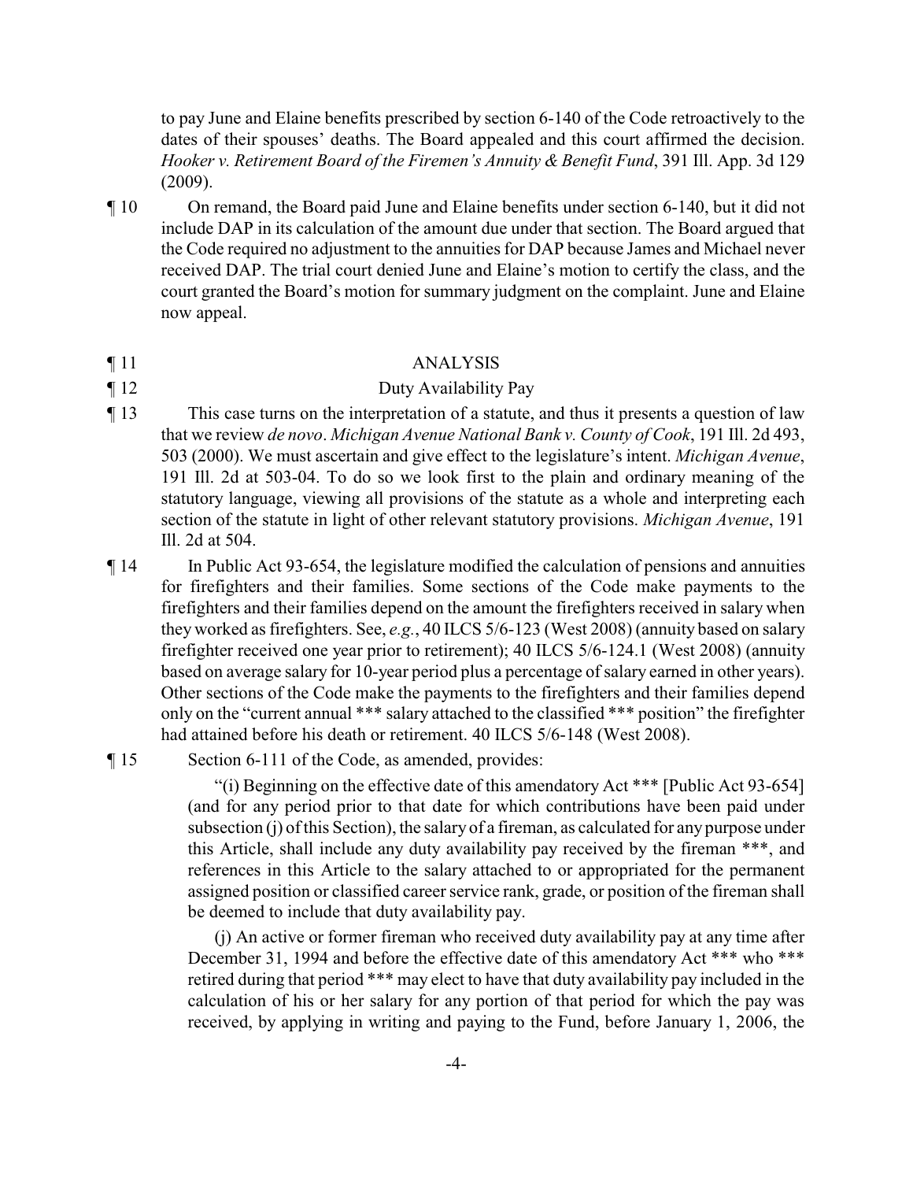to pay June and Elaine benefits prescribed by section 6-140 of the Code retroactively to the dates of their spouses' deaths. The Board appealed and this court affirmed the decision. *Hooker v. Retirement Board of the Firemen's Annuity & Benefit Fund*, 391 Ill. App. 3d 129 (2009).

¶ 10 On remand, the Board paid June and Elaine benefits under section 6-140, but it did not include DAP in its calculation of the amount due under that section. The Board argued that the Code required no adjustment to the annuities for DAP because James and Michael never received DAP. The trial court denied June and Elaine's motion to certify the class, and the court granted the Board's motion for summary judgment on the complaint. June and Elaine now appeal.

¶ 11 ANALYSIS

¶ 12 Duty Availability Pay

¶ 13 This case turns on the interpretation of a statute, and thus it presents a question of law that we review *de novo*. *Michigan Avenue National Bank v. County of Cook*, 191 Ill. 2d 493, 503 (2000). We must ascertain and give effect to the legislature's intent. *Michigan Avenue*, 191 Ill. 2d at 503-04. To do so we look first to the plain and ordinary meaning of the statutory language, viewing all provisions of the statute as a whole and interpreting each section of the statute in light of other relevant statutory provisions. *Michigan Avenue*, 191 Ill. 2d at 504.

¶ 14 In Public Act 93-654, the legislature modified the calculation of pensions and annuities for firefighters and their families. Some sections of the Code make payments to the firefighters and their families depend on the amount the firefighters received in salary when they worked as firefighters. See, *e.g.*, 40 ILCS 5/6-123 (West 2008) (annuity based on salary firefighter received one year prior to retirement); 40 ILCS 5/6-124.1 (West 2008) (annuity based on average salary for 10-year period plus a percentage of salary earned in other years). Other sections of the Code make the payments to the firefighters and their families depend only on the "current annual *** salary attached to the classified *** position" the firefighter had attained before his death or retirement. 40 ILCS 5/6-148 (West 2008).

¶ 15 Section 6-111 of the Code, as amended, provides:

> "(i) Beginning on the effective date of this amendatory Act *** [Public Act 93-654] (and for any period prior to that date for which contributions have been paid under subsection (j) of this Section), the salary of a fireman, as calculated for any purpose under this Article, shall include any duty availability pay received by the fireman ***, and references in this Article to the salary attached to or appropriated for the permanent assigned position or classified career service rank, grade, or position of the fireman shall be deemed to include that duty availability pay.
>
> (j) An active or former fireman who received duty availability pay at any time after December 31, 1994 and before the effective date of this amendatory Act *** who *** retired during that period *** may elect to have that duty availability pay included in the calculation of his or her salary for any portion of that period for which the pay was received, by applying in writing and paying to the Fund, before January 1, 2006, the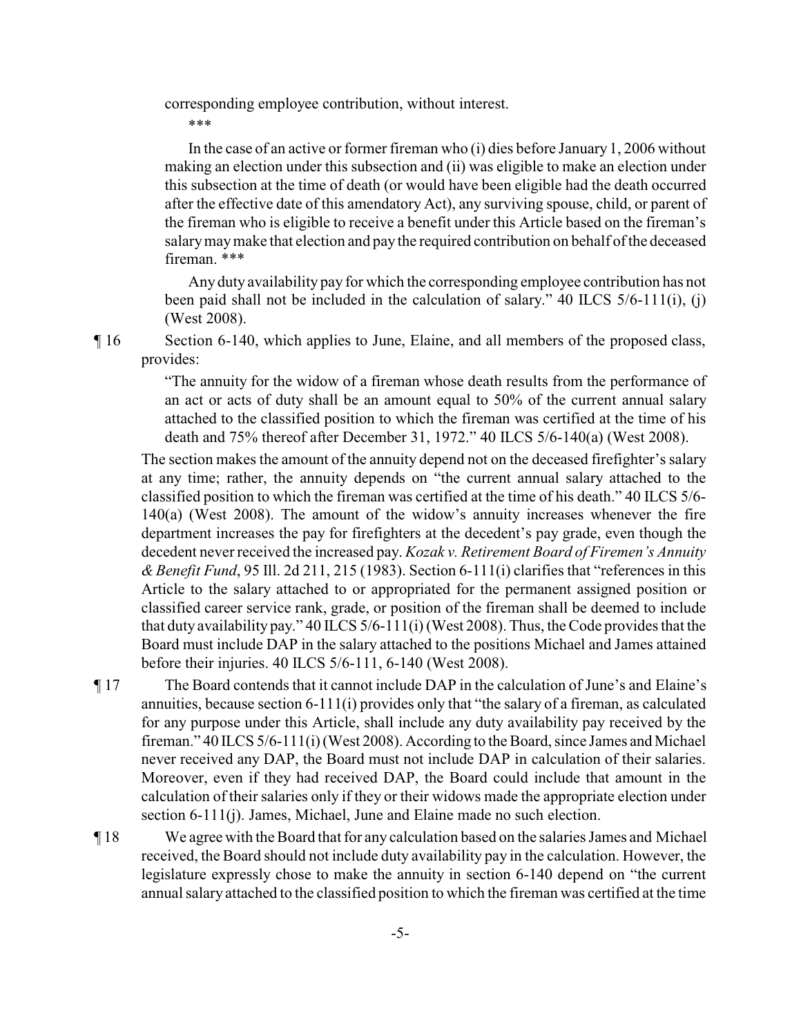corresponding employee contribution, without interest.

\*\*\*

In the case of an active or former fireman who (i) dies before January 1, 2006 without making an election under this subsection and (ii) was eligible to make an election under this subsection at the time of death (or would have been eligible had the death occurred after the effective date of this amendatory Act), any surviving spouse, child, or parent of the fireman who is eligible to receive a benefit under this Article based on the fireman's salary may make that election and pay the required contribution on behalf of the deceased fireman. \*\*\*

Any duty availability pay for which the corresponding employee contribution has not been paid shall not be included in the calculation of salary." 40 ILCS 5/6-111(i), (j) (West 2008).

¶ 16 Section 6-140, which applies to June, Elaine, and all members of the proposed class, provides:

> "The annuity for the widow of a fireman whose death results from the performance of an act or acts of duty shall be an amount equal to 50% of the current annual salary attached to the classified position to which the fireman was certified at the time of his death and 75% thereof after December 31, 1972." 40 ILCS 5/6-140(a) (West 2008).

The section makes the amount of the annuity depend not on the deceased firefighter's salary at any time; rather, the annuity depends on "the current annual salary attached to the classified position to which the fireman was certified at the time of his death." 40 ILCS 5/6-140(a) (West 2008). The amount of the widow's annuity increases whenever the fire department increases the pay for firefighters at the decedent's pay grade, even though the decedent never received the increased pay. *Kozak v. Retirement Board of Firemen's Annuity & Benefit Fund*, 95 Ill. 2d 211, 215 (1983). Section 6-111(i) clarifies that "references in this Article to the salary attached to or appropriated for the permanent assigned position or classified career service rank, grade, or position of the fireman shall be deemed to include that duty availability pay." 40 ILCS 5/6-111(i) (West 2008). Thus, the Code provides that the Board must include DAP in the salary attached to the positions Michael and James attained before their injuries. 40 ILCS 5/6-111, 6-140 (West 2008).

¶ 17 The Board contends that it cannot include DAP in the calculation of June's and Elaine's annuities, because section 6-111(i) provides only that "the salary of a fireman, as calculated for any purpose under this Article, shall include any duty availability pay received by the fireman." 40 ILCS 5/6-111(i) (West 2008). According to the Board, since James and Michael never received any DAP, the Board must not include DAP in calculation of their salaries. Moreover, even if they had received DAP, the Board could include that amount in the calculation of their salaries only if they or their widows made the appropriate election under section 6-111(j). James, Michael, June and Elaine made no such election.

¶ 18 We agree with the Board that for any calculation based on the salaries James and Michael received, the Board should not include duty availability pay in the calculation. However, the legislature expressly chose to make the annuity in section 6-140 depend on "the current annual salary attached to the classified position to which the fireman was certified at the time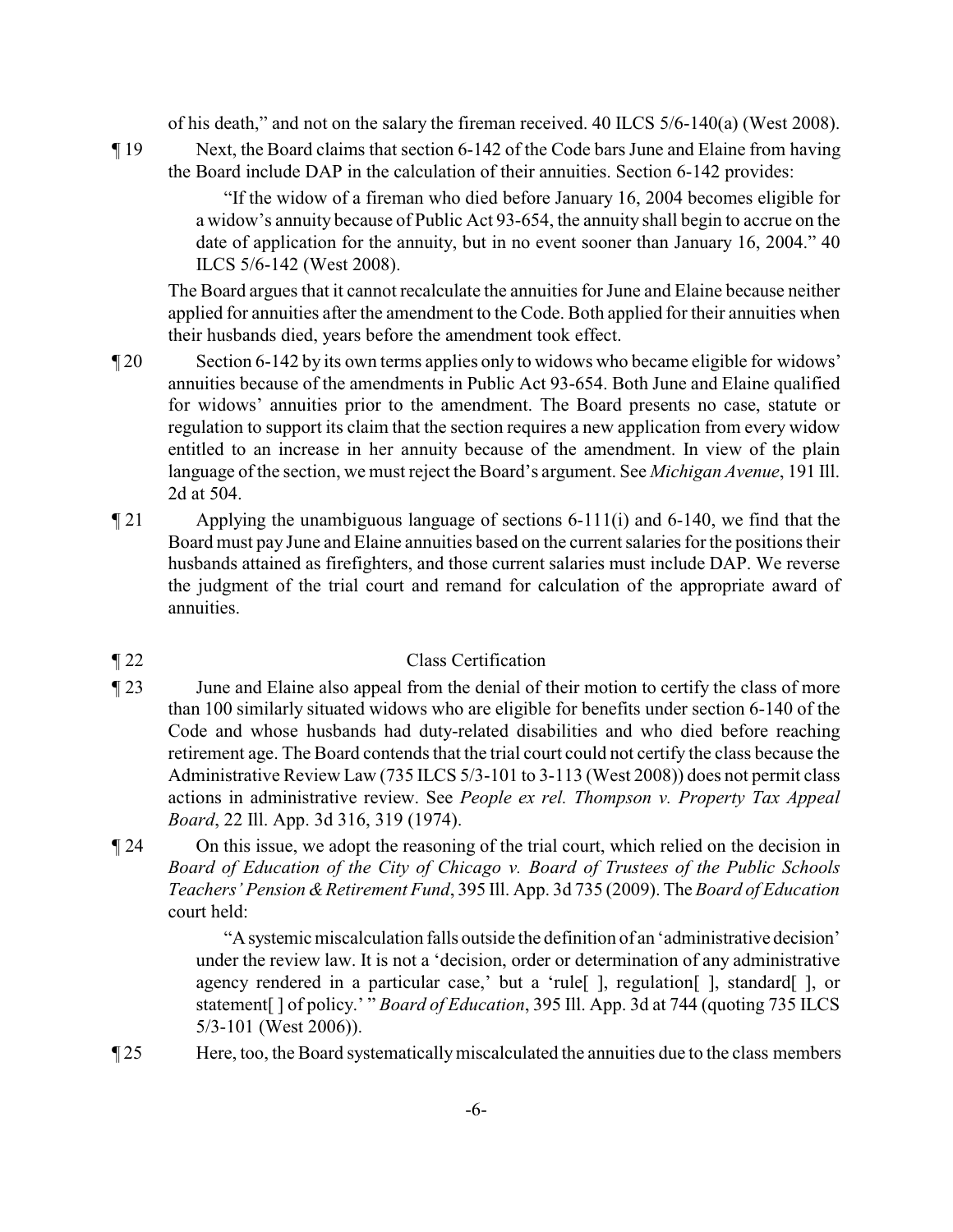of his death," and not on the salary the fireman received. 40 ILCS 5/6-140(a) (West 2008).

¶ 19 Next, the Board claims that section 6-142 of the Code bars June and Elaine from having the Board include DAP in the calculation of their annuities. Section 6-142 provides:

> "If the widow of a fireman who died before January 16, 2004 becomes eligible for a widow's annuity because of Public Act 93-654, the annuity shall begin to accrue on the date of application for the annuity, but in no event sooner than January 16, 2004." 40 ILCS 5/6-142 (West 2008).

The Board argues that it cannot recalculate the annuities for June and Elaine because neither applied for annuities after the amendment to the Code. Both applied for their annuities when their husbands died, years before the amendment took effect.

¶ 20 Section 6-142 by its own terms applies only to widows who became eligible for widows' annuities because of the amendments in Public Act 93-654. Both June and Elaine qualified for widows' annuities prior to the amendment. The Board presents no case, statute or regulation to support its claim that the section requires a new application from every widow entitled to an increase in her annuity because of the amendment. In view of the plain language of the section, we must reject the Board's argument. See *Michigan Avenue*, 191 Ill. 2d at 504.

¶ 21 Applying the unambiguous language of sections 6-111(i) and 6-140, we find that the Board must pay June and Elaine annuities based on the current salaries for the positions their husbands attained as firefighters, and those current salaries must include DAP. We reverse the judgment of the trial court and remand for calculation of the appropriate award of annuities.

¶ 22 Class Certification

¶ 23 June and Elaine also appeal from the denial of their motion to certify the class of more than 100 similarly situated widows who are eligible for benefits under section 6-140 of the Code and whose husbands had duty-related disabilities and who died before reaching retirement age. The Board contends that the trial court could not certify the class because the Administrative Review Law (735 ILCS 5/3-101 to 3-113 (West 2008)) does not permit class actions in administrative review. See *People ex rel. Thompson v. Property Tax Appeal Board*, 22 Ill. App. 3d 316, 319 (1974).

¶ 24 On this issue, we adopt the reasoning of the trial court, which relied on the decision in *Board of Education of the City of Chicago v. Board of Trustees of the Public Schools Teachers' Pension & Retirement Fund*, 395 Ill. App. 3d 735 (2009). The *Board of Education* court held:

> "A systemic miscalculation falls outside the definition of an 'administrative decision' under the review law. It is not a 'decision, order or determination of any administrative agency rendered in a particular case,' but a 'rule[ ], regulation[ ], standard[ ], or statement[ ] of policy.' " *Board of Education*, 395 Ill. App. 3d at 744 (quoting 735 ILCS 5/3-101 (West 2006)).

¶ 25 Here, too, the Board systematically miscalculated the annuities due to the class members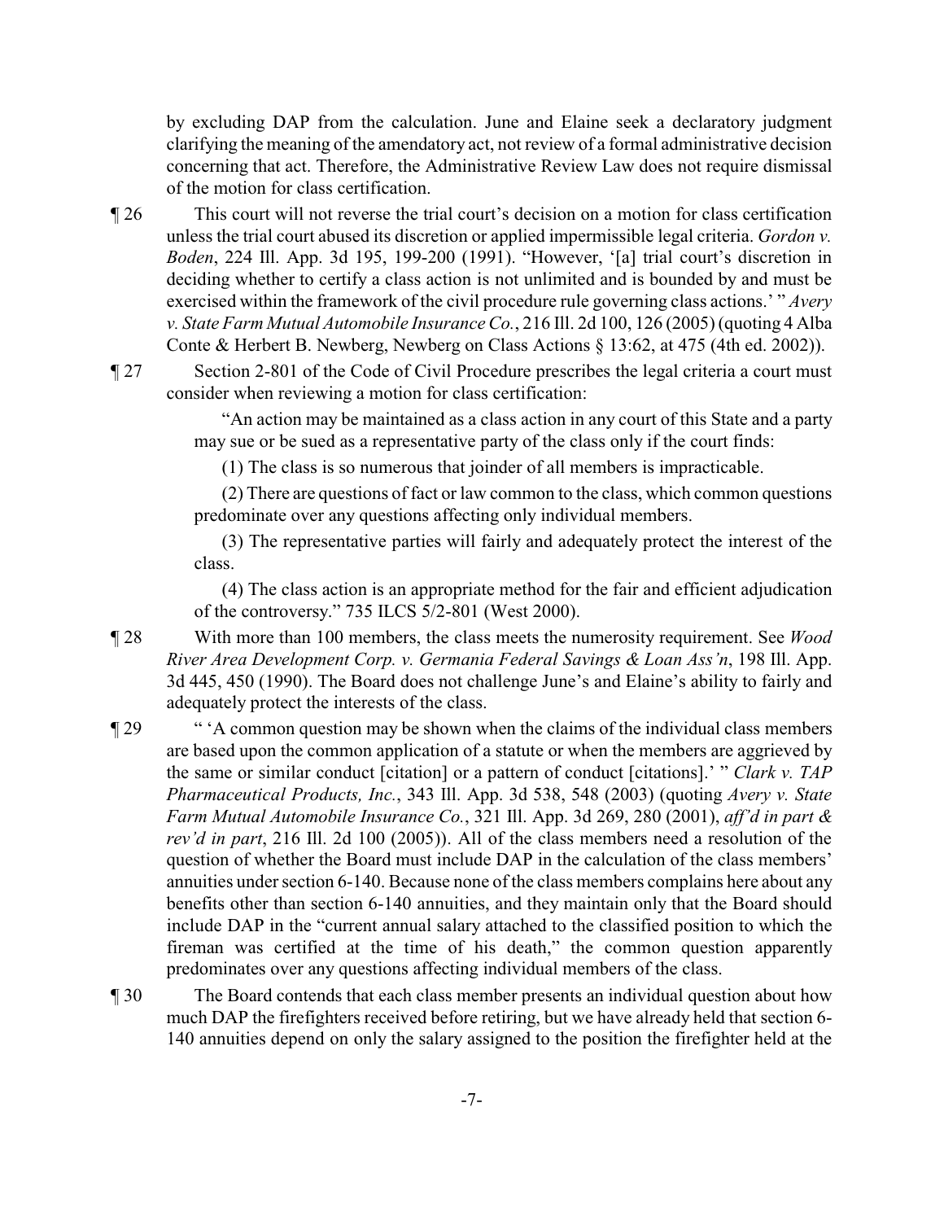by excluding DAP from the calculation. June and Elaine seek a declaratory judgment clarifying the meaning of the amendatory act, not review of a formal administrative decision concerning that act. Therefore, the Administrative Review Law does not require dismissal of the motion for class certification.

¶ 26 This court will not reverse the trial court's decision on a motion for class certification unless the trial court abused its discretion or applied impermissible legal criteria. *Gordon v. Boden*, 224 Ill. App. 3d 195, 199-200 (1991). "However, '[a] trial court's discretion in deciding whether to certify a class action is not unlimited and is bounded by and must be exercised within the framework of the civil procedure rule governing class actions.' " *Avery v. State Farm Mutual Automobile Insurance Co.*, 216 Ill. 2d 100, 126 (2005) (quoting 4 Alba Conte & Herbert B. Newberg, Newberg on Class Actions § 13:62, at 475 (4th ed. 2002)).

¶ 27 Section 2-801 of the Code of Civil Procedure prescribes the legal criteria a court must consider when reviewing a motion for class certification:

> "An action may be maintained as a class action in any court of this State and a party may sue or be sued as a representative party of the class only if the court finds:
>
> (1) The class is so numerous that joinder of all members is impracticable.
>
> (2) There are questions of fact or law common to the class, which common questions predominate over any questions affecting only individual members.
>
> (3) The representative parties will fairly and adequately protect the interest of the class.
>
> (4) The class action is an appropriate method for the fair and efficient adjudication of the controversy." 735 ILCS 5/2-801 (West 2000).

¶ 28 With more than 100 members, the class meets the numerosity requirement. See *Wood River Area Development Corp. v. Germania Federal Savings & Loan Ass'n*, 198 Ill. App. 3d 445, 450 (1990). The Board does not challenge June's and Elaine's ability to fairly and adequately protect the interests of the class.

¶ 29 " 'A common question may be shown when the claims of the individual class members are based upon the common application of a statute or when the members are aggrieved by the same or similar conduct [citation] or a pattern of conduct [citations].' " *Clark v. TAP Pharmaceutical Products, Inc.*, 343 Ill. App. 3d 538, 548 (2003) (quoting *Avery v. State Farm Mutual Automobile Insurance Co.*, 321 Ill. App. 3d 269, 280 (2001), *aff'd in part & rev'd in part*, 216 Ill. 2d 100 (2005)). All of the class members need a resolution of the question of whether the Board must include DAP in the calculation of the class members' annuities under section 6-140. Because none of the class members complains here about any benefits other than section 6-140 annuities, and they maintain only that the Board should include DAP in the "current annual salary attached to the classified position to which the fireman was certified at the time of his death," the common question apparently predominates over any questions affecting individual members of the class.

¶ 30 The Board contends that each class member presents an individual question about how much DAP the firefighters received before retiring, but we have already held that section 6-140 annuities depend on only the salary assigned to the position the firefighter held at the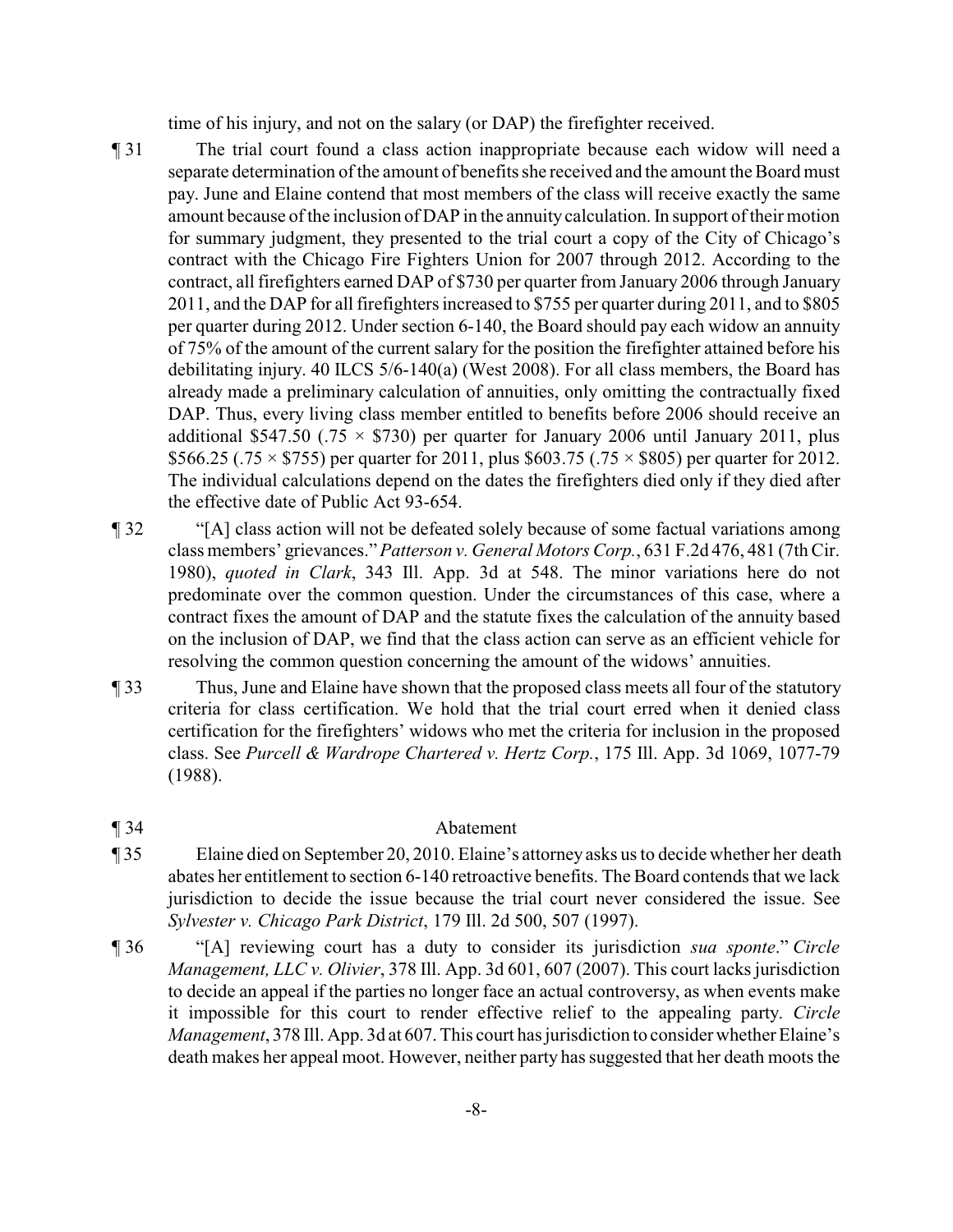time of his injury, and not on the salary (or DAP) the firefighter received.

¶ 31 The trial court found a class action inappropriate because each widow will need a separate determination of the amount of benefits she received and the amount the Board must pay. June and Elaine contend that most members of the class will receive exactly the same amount because of the inclusion of DAP in the annuity calculation. In support of their motion for summary judgment, they presented to the trial court a copy of the City of Chicago's contract with the Chicago Fire Fighters Union for 2007 through 2012. According to the contract, all firefighters earned DAP of $730 per quarter from January 2006 through January 2011, and the DAP for all firefighters increased to $755 per quarter during 2011, and to $805 per quarter during 2012. Under section 6-140, the Board should pay each widow an annuity of 75% of the amount of the current salary for the position the firefighter attained before his debilitating injury. 40 ILCS 5/6-140(a) (West 2008). For all class members, the Board has already made a preliminary calculation of annuities, only omitting the contractually fixed DAP. Thus, every living class member entitled to benefits before 2006 should receive an additional $547.50 (.75 × $730) per quarter for January 2006 until January 2011, plus $566.25 (.75 × $755) per quarter for 2011, plus $603.75 (.75 × $805) per quarter for 2012. The individual calculations depend on the dates the firefighters died only if they died after the effective date of Public Act 93-654.

¶ 32 "[A] class action will not be defeated solely because of some factual variations among class members' grievances." *Patterson v. General Motors Corp.*, 631 F.2d 476, 481 (7th Cir. 1980), *quoted in Clark*, 343 Ill. App. 3d at 548. The minor variations here do not predominate over the common question. Under the circumstances of this case, where a contract fixes the amount of DAP and the statute fixes the calculation of the annuity based on the inclusion of DAP, we find that the class action can serve as an efficient vehicle for resolving the common question concerning the amount of the widows' annuities.

¶ 33 Thus, June and Elaine have shown that the proposed class meets all four of the statutory criteria for class certification. We hold that the trial court erred when it denied class certification for the firefighters' widows who met the criteria for inclusion in the proposed class. See *Purcell & Wardrope Chartered v. Hertz Corp.*, 175 Ill. App. 3d 1069, 1077-79 (1988).

## ¶ 34 Abatement

¶ 35 Elaine died on September 20, 2010. Elaine's attorney asks us to decide whether her death abates her entitlement to section 6-140 retroactive benefits. The Board contends that we lack jurisdiction to decide the issue because the trial court never considered the issue. See *Sylvester v. Chicago Park District*, 179 Ill. 2d 500, 507 (1997).

¶ 36 "[A] reviewing court has a duty to consider its jurisdiction *sua sponte*." *Circle Management, LLC v. Olivier*, 378 Ill. App. 3d 601, 607 (2007). This court lacks jurisdiction to decide an appeal if the parties no longer face an actual controversy, as when events make it impossible for this court to render effective relief to the appealing party. *Circle Management*, 378 Ill. App. 3d at 607. This court has jurisdiction to consider whether Elaine's death makes her appeal moot. However, neither party has suggested that her death moots the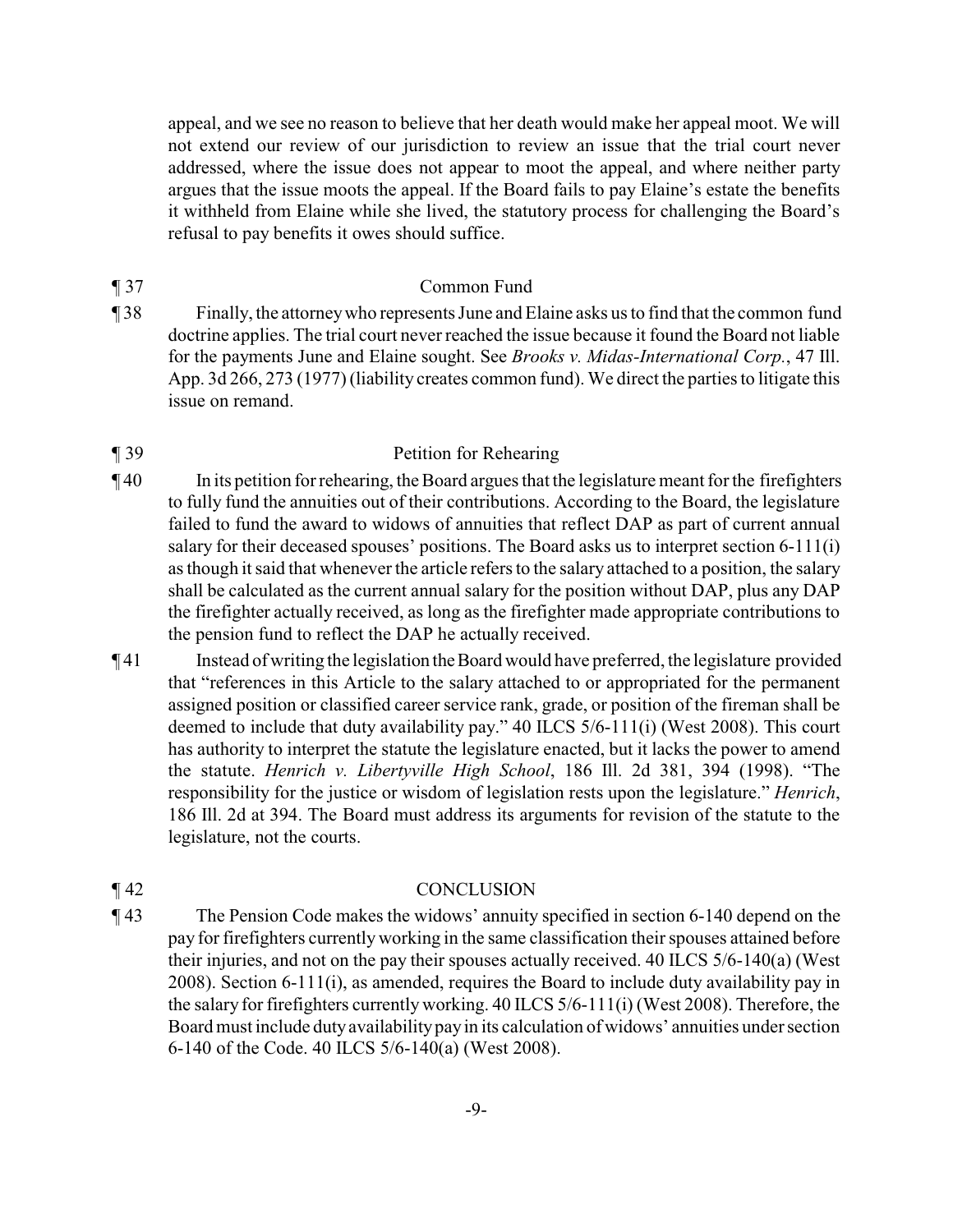appeal, and we see no reason to believe that her death would make her appeal moot. We will not extend our review of our jurisdiction to review an issue that the trial court never addressed, where the issue does not appear to moot the appeal, and where neither party argues that the issue moots the appeal. If the Board fails to pay Elaine's estate the benefits it withheld from Elaine while she lived, the statutory process for challenging the Board's refusal to pay benefits it owes should suffice.

¶ 37 Common Fund

¶ 38 Finally, the attorney who represents June and Elaine asks us to find that the common fund doctrine applies. The trial court never reached the issue because it found the Board not liable for the payments June and Elaine sought. See *Brooks v. Midas-International Corp.*, 47 Ill. App. 3d 266, 273 (1977) (liability creates common fund). We direct the parties to litigate this issue on remand.

¶ 39 Petition for Rehearing

¶ 40 In its petition for rehearing, the Board argues that the legislature meant for the firefighters to fully fund the annuities out of their contributions. According to the Board, the legislature failed to fund the award to widows of annuities that reflect DAP as part of current annual salary for their deceased spouses' positions. The Board asks us to interpret section 6-111(i) as though it said that whenever the article refers to the salary attached to a position, the salary shall be calculated as the current annual salary for the position without DAP, plus any DAP the firefighter actually received, as long as the firefighter made appropriate contributions to the pension fund to reflect the DAP he actually received.

¶ 41 Instead of writing the legislation the Board would have preferred, the legislature provided that "references in this Article to the salary attached to or appropriated for the permanent assigned position or classified career service rank, grade, or position of the fireman shall be deemed to include that duty availability pay." 40 ILCS 5/6-111(i) (West 2008). This court has authority to interpret the statute the legislature enacted, but it lacks the power to amend the statute. *Henrich v. Libertyville High School*, 186 Ill. 2d 381, 394 (1998). "The responsibility for the justice or wisdom of legislation rests upon the legislature." *Henrich*, 186 Ill. 2d at 394. The Board must address its arguments for revision of the statute to the legislature, not the courts.

¶ 42 CONCLUSION

¶ 43 The Pension Code makes the widows' annuity specified in section 6-140 depend on the pay for firefighters currently working in the same classification their spouses attained before their injuries, and not on the pay their spouses actually received. 40 ILCS 5/6-140(a) (West 2008). Section 6-111(i), as amended, requires the Board to include duty availability pay in the salary for firefighters currently working. 40 ILCS 5/6-111(i) (West 2008). Therefore, the Board must include duty availability pay in its calculation of widows' annuities under section 6-140 of the Code. 40 ILCS 5/6-140(a) (West 2008).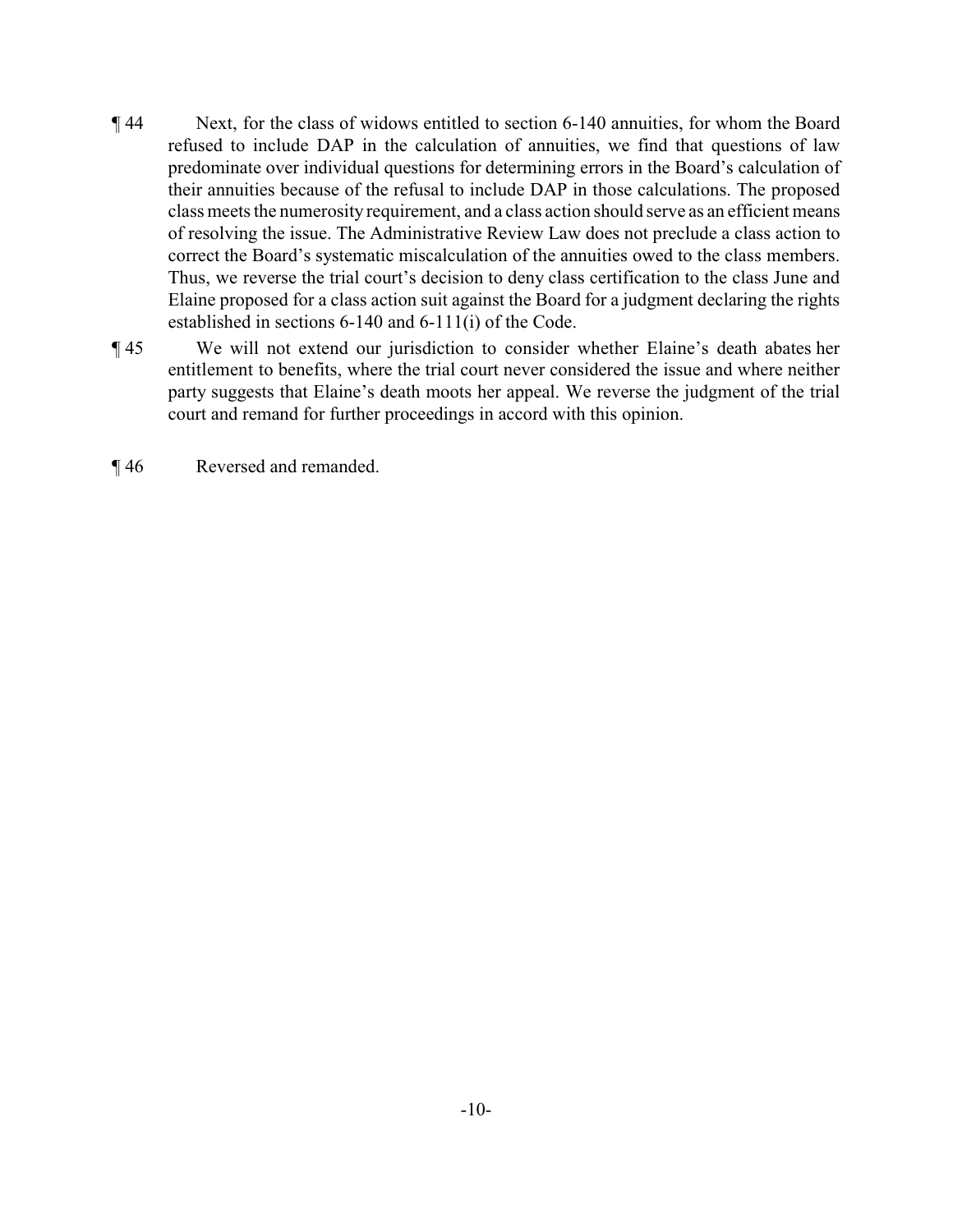¶ 44 Next, for the class of widows entitled to section 6-140 annuities, for whom the Board refused to include DAP in the calculation of annuities, we find that questions of law predominate over individual questions for determining errors in the Board's calculation of their annuities because of the refusal to include DAP in those calculations. The proposed class meets the numerosity requirement, and a class action should serve as an efficient means of resolving the issue. The Administrative Review Law does not preclude a class action to correct the Board's systematic miscalculation of the annuities owed to the class members. Thus, we reverse the trial court's decision to deny class certification to the class June and Elaine proposed for a class action suit against the Board for a judgment declaring the rights established in sections 6-140 and 6-111(i) of the Code.

¶ 45 We will not extend our jurisdiction to consider whether Elaine's death abates her entitlement to benefits, where the trial court never considered the issue and where neither party suggests that Elaine's death moots her appeal. We reverse the judgment of the trial court and remand for further proceedings in accord with this opinion.

¶ 46 Reversed and remanded.